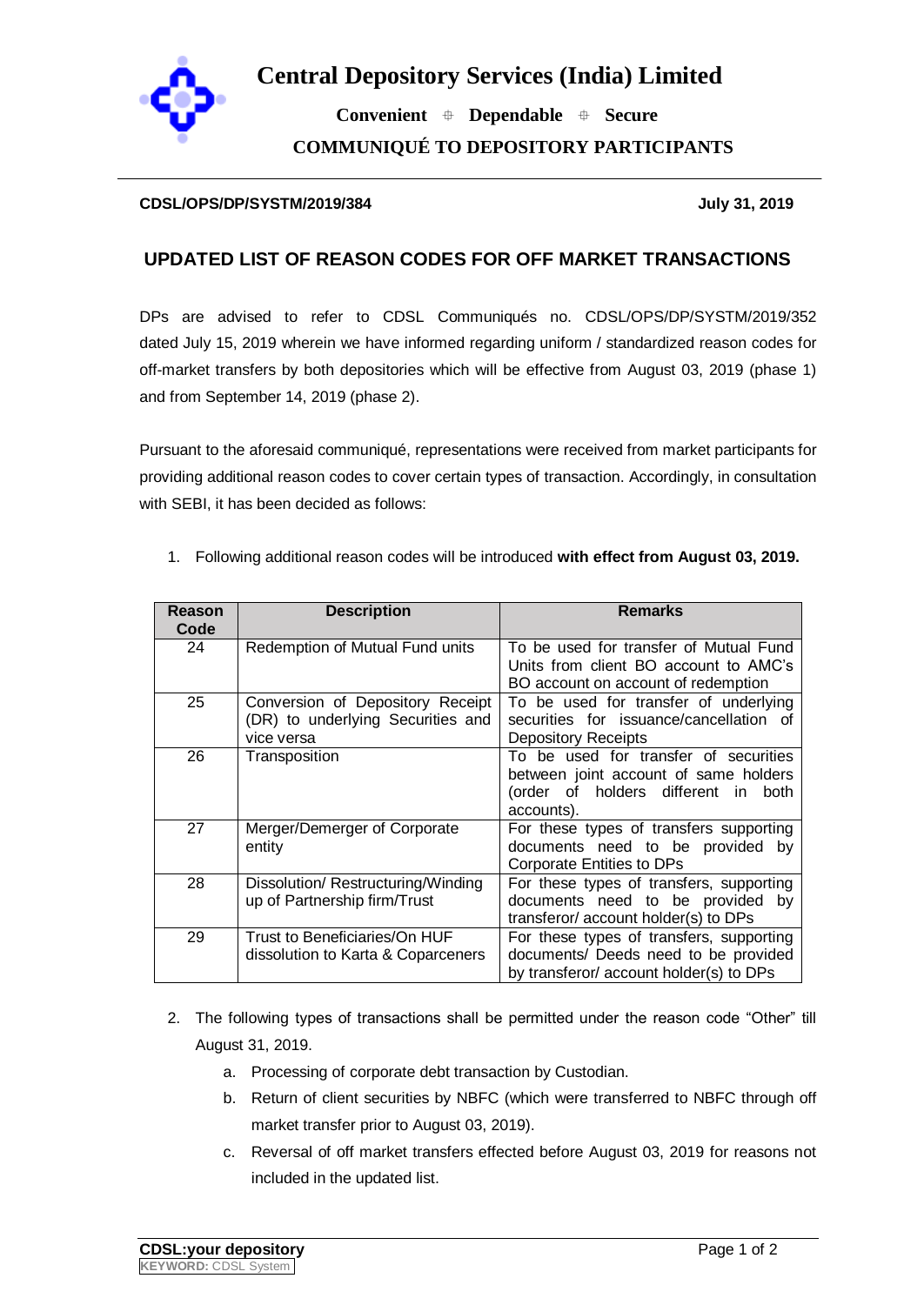# Central Depository Services (India) Limited

**Convenient ⌖ Dependable ⌖ Secure**

**COMMUNIQUÉ TO DEPOSITORY PARTICIPANTS**

**CDSL/OPS/DP/SYSTM/2019/384** **July 31, 2019**

## UPDATED LIST OF REASON CODES FOR OFF MARKET TRANSACTIONS

DPs are advised to refer to CDSL Communiqués no. CDSL/OPS/DP/SYSTM/2019/352 dated July 15, 2019 wherein we have informed regarding uniform / standardized reason codes for off-market transfers by both depositories which will be effective from August 03, 2019 (phase 1) and from September 14, 2019 (phase 2).

Pursuant to the aforesaid communiqué, representations were received from market participants for providing additional reason codes to cover certain types of transaction. Accordingly, in consultation with SEBI, it has been decided as follows:

1. Following additional reason codes will be introduced **with effect from August 03, 2019.**

| Reason Code | Description | Remarks |
| --- | --- | --- |
| 24 | Redemption of Mutual Fund units | To be used for transfer of Mutual Fund Units from client BO account to AMC's BO account on account of redemption |
| 25 | Conversion of Depository Receipt (DR) to underlying Securities and vice versa | To be used for transfer of underlying securities for issuance/cancellation of Depository Receipts |
| 26 | Transposition | To be used for transfer of securities between joint account of same holders (order of holders different in both accounts). |
| 27 | Merger/Demerger of Corporate entity | For these types of transfers supporting documents need to be provided by Corporate Entities to DPs |
| 28 | Dissolution/ Restructuring/Winding up of Partnership firm/Trust | For these types of transfers, supporting documents need to be provided by transferor/ account holder(s) to DPs |
| 29 | Trust to Beneficiaries/On HUF dissolution to Karta & Coparceners | For these types of transfers, supporting documents/ Deeds need to be provided by transferor/ account holder(s) to DPs |

2. The following types of transactions shall be permitted under the reason code "Other" till August 31, 2019.
   a. Processing of corporate debt transaction by Custodian.
   b. Return of client securities by NBFC (which were transferred to NBFC through off market transfer prior to August 03, 2019).
   c. Reversal of off market transfers effected before August 03, 2019 for reasons not included in the updated list.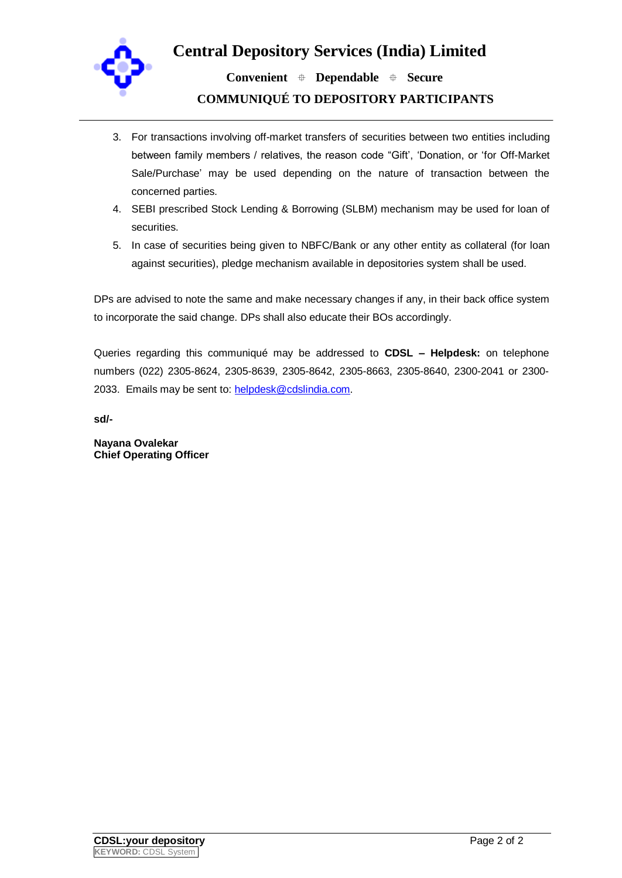3. For transactions involving off-market transfers of securities between two entities including between family members / relatives, the reason code "Gift', 'Donation, or 'for Off-Market Sale/Purchase' may be used depending on the nature of transaction between the concerned parties.
4. SEBI prescribed Stock Lending & Borrowing (SLBM) mechanism may be used for loan of securities.
5. In case of securities being given to NBFC/Bank or any other entity as collateral (for loan against securities), pledge mechanism available in depositories system shall be used.

DPs are advised to note the same and make necessary changes if any, in their back office system to incorporate the said change. DPs shall also educate their BOs accordingly.

Queries regarding this communiqué may be addressed to **CDSL – Helpdesk:** on telephone numbers (022) 2305-8624, 2305-8639, 2305-8642, 2305-8663, 2305-8640, 2300-2041 or 2300-2033. Emails may be sent to: helpdesk@cdslindia.com.

**sd/-**

**Nayana Ovalekar**
**Chief Operating Officer**